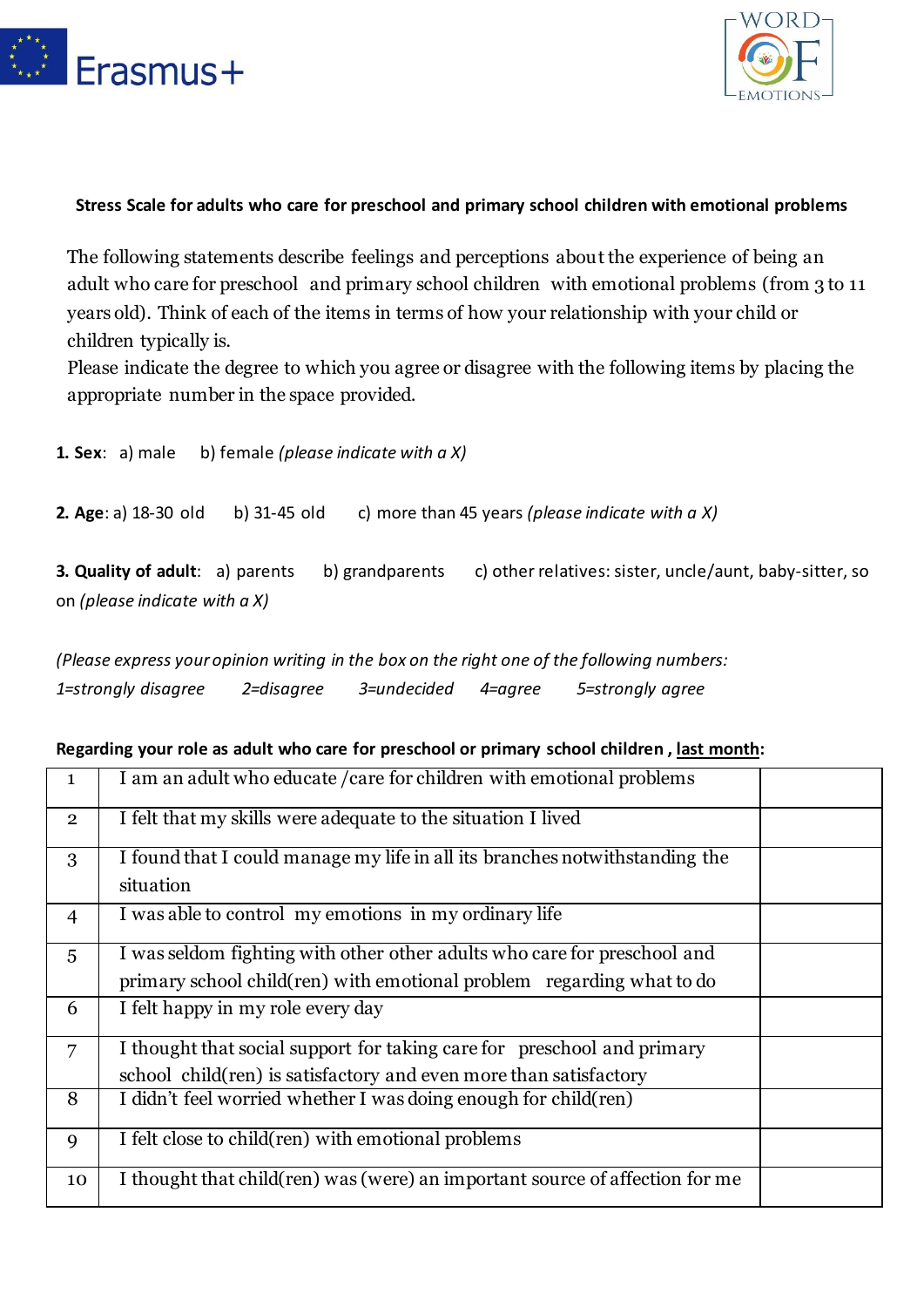Erasmus+

WORD OF EMOTIONS

### Stress Scale for adults who care for preschool and primary school children with emotional problems

The following statements describe feelings and perceptions about the experience of being an adult who care for preschool and primary school children with emotional problems (from 3 to 11 years old). Think of each of the items in terms of how your relationship with your child or children typically is.
Please indicate the degree to which you agree or disagree with the following items by placing the appropriate number in the space provided.

**1. Sex**: a) male b) female *(please indicate with a X)*

**2. Age**: a) 18-30 old b) 31-45 old c) more than 45 years *(please indicate with a X)*

**3. Quality of adult**: a) parents b) grandparents c) other relatives: sister, uncle/aunt, baby-sitter, so on *(please indicate with a X)*

*(Please express your opinion writing in the box on the right one of the following numbers:*
*1=strongly disagree 2=disagree 3=undecided 4=agree 5=strongly agree*

**Regarding your role as adult who care for preschool or primary school children , last month:**

| | | |
|---|---|---|
| 1 | I am an adult who educate /care for children with emotional problems | |
| 2 | I felt that my skills were adequate to the situation I lived | |
| 3 | I found that I could manage my life in all its branches notwithstanding the situation | |
| 4 | I was able to control my emotions in my ordinary life | |
| 5 | I was seldom fighting with other other adults who care for preschool and primary school child(ren) with emotional problem regarding what to do | |
| 6 | I felt happy in my role every day | |
| 7 | I thought that social support for taking care for preschool and primary school child(ren) is satisfactory and even more than satisfactory | |
| 8 | I didn't feel worried whether I was doing enough for child(ren) | |
| 9 | I felt close to child(ren) with emotional problems | |
| 10 | I thought that child(ren) was (were) an important source of affection for me | |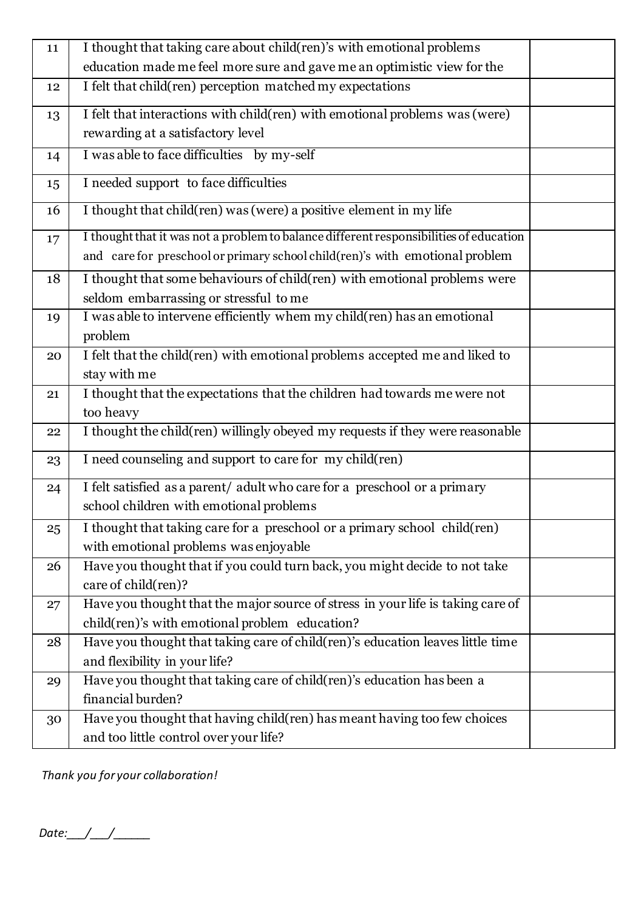| | | |
|---|---|---|
| 11 | I thought that taking care about child(ren)'s with emotional problems education made me feel more sure and gave me an optimistic view for the | |
| 12 | I felt that child(ren) perception matched my expectations | |
| 13 | I felt that interactions with child(ren) with emotional problems was (were) rewarding at a satisfactory level | |
| 14 | I was able to face difficulties by my-self | |
| 15 | I needed support to face difficulties | |
| 16 | I thought that child(ren) was (were) a positive element in my life | |
| 17 | I thought that it was not a problem to balance different responsibilities of education and care for preschool or primary school child(ren)'s with emotional problem | |
| 18 | I thought that some behaviours of child(ren) with emotional problems were seldom embarrassing or stressful to me | |
| 19 | I was able to intervene efficiently whem my child(ren) has an emotional problem | |
| 20 | I felt that the child(ren) with emotional problems accepted me and liked to stay with me | |
| 21 | I thought that the expectations that the children had towards me were not too heavy | |
| 22 | I thought the child(ren) willingly obeyed my requests if they were reasonable | |
| 23 | I need counseling and support to care for my child(ren) | |
| 24 | I felt satisfied as a parent/ adult who care for a preschool or a primary school children with emotional problems | |
| 25 | I thought that taking care for a preschool or a primary school child(ren) with emotional problems was enjoyable | |
| 26 | Have you thought that if you could turn back, you might decide to not take care of child(ren)? | |
| 27 | Have you thought that the major source of stress in your life is taking care of child(ren)'s with emotional problem education? | |
| 28 | Have you thought that taking care of child(ren)'s education leaves little time and flexibility in your life? | |
| 29 | Have you thought that taking care of child(ren)'s education has been a financial burden? | |
| 30 | Have you thought that having child(ren) has meant having too few choices and too little control over your life? | |

*Thank you for your collaboration!*

*Date:___/___/______*